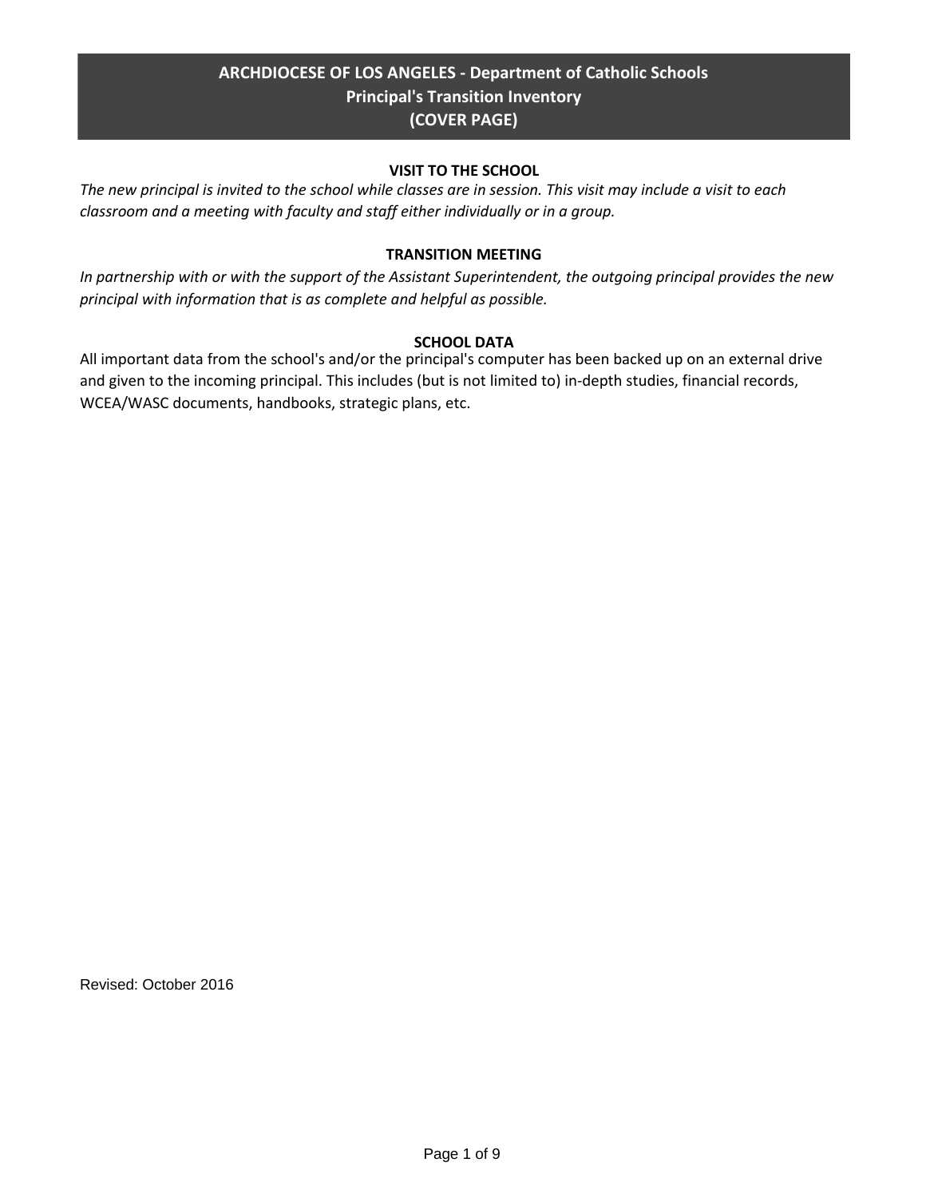# ARCHDIOCESE OF LOS ANGELES - Department of Catholic Schools
## Principal's Transition Inventory
## (COVER PAGE)

### VISIT TO THE SCHOOL

*The new principal is invited to the school while classes are in session. This visit may include a visit to each classroom and a meeting with faculty and staff either individually or in a group.*

### TRANSITION MEETING

*In partnership with or with the support of the Assistant Superintendent, the outgoing principal provides the new principal with information that is as complete and helpful as possible.*

### SCHOOL DATA

All important data from the school's and/or the principal's computer has been backed up on an external drive and given to the incoming principal. This includes (but is not limited to) in-depth studies, financial records, WCEA/WASC documents, handbooks, strategic plans, etc.

Revised: October 2016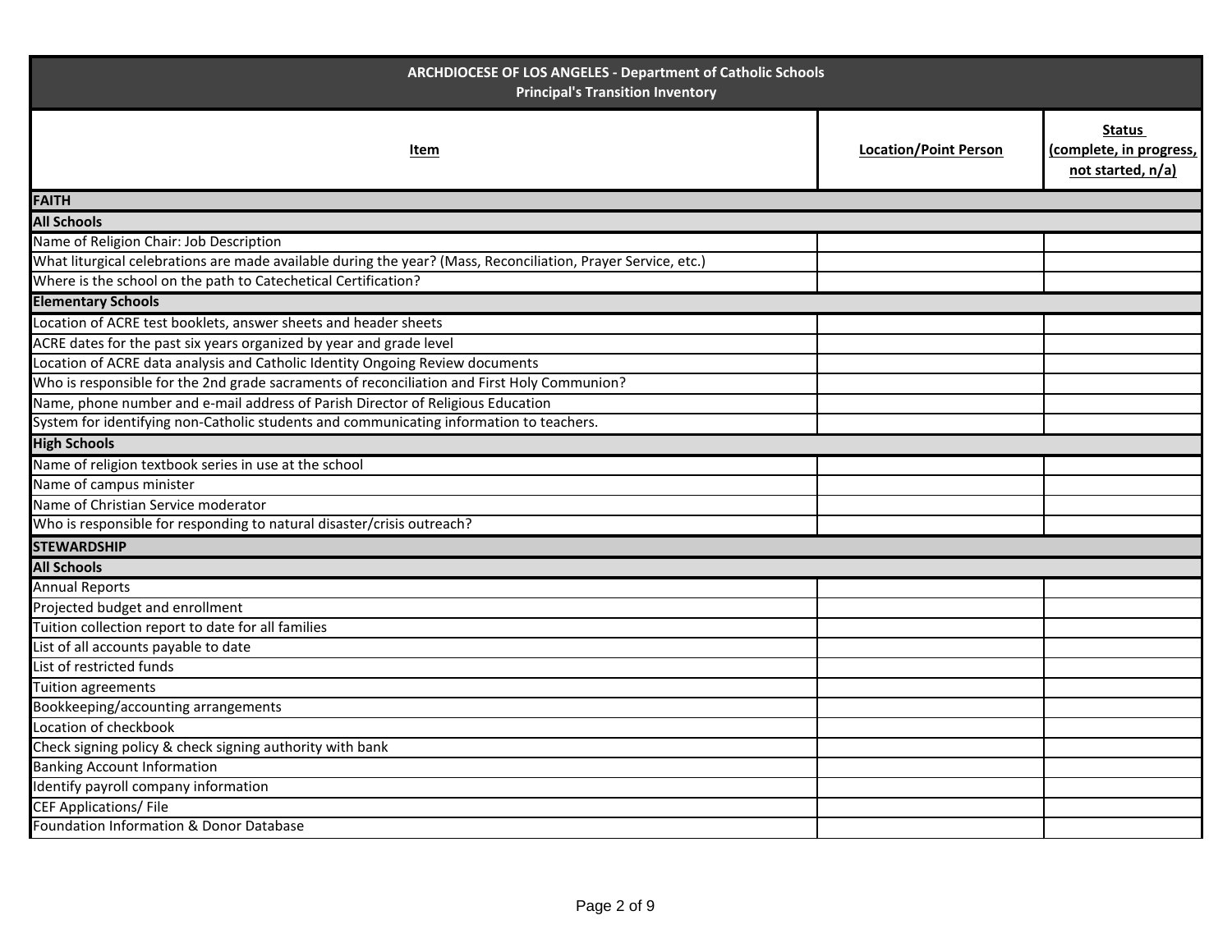| ARCHDIOCESE OF LOS ANGELES - Department of Catholic Schools<br>Principal's Transition Inventory | | |
|---|---|---|
| **Item** | **Location/Point Person** | **Status (complete, in progress, not started, n/a)** |
| **FAITH** | | |
| **All Schools** | | |
| Name of Religion Chair: Job Description | | |
| What liturgical celebrations are made available during the year? (Mass, Reconciliation, Prayer Service, etc.) | | |
| Where is the school on the path to Catechetical Certification? | | |
| **Elementary Schools** | | |
| Location of ACRE test booklets, answer sheets and header sheets | | |
| ACRE dates for the past six years organized by year and grade level | | |
| Location of ACRE data analysis and Catholic Identity Ongoing Review documents | | |
| Who is responsible for the 2nd grade sacraments of reconciliation and First Holy Communion? | | |
| Name, phone number and e-mail address of Parish Director of Religious Education | | |
| System for identifying non-Catholic students and communicating information to teachers. | | |
| **High Schools** | | |
| Name of religion textbook series in use at the school | | |
| Name of campus minister | | |
| Name of Christian Service moderator | | |
| Who is responsible for responding to natural disaster/crisis outreach? | | |
| **STEWARDSHIP** | | |
| **All Schools** | | |
| Annual Reports | | |
| Projected budget and enrollment | | |
| Tuition collection report to date for all families | | |
| List of all accounts payable to date | | |
| List of restricted funds | | |
| Tuition agreements | | |
| Bookkeeping/accounting arrangements | | |
| Location of checkbook | | |
| Check signing policy & check signing authority with bank | | |
| Banking Account Information | | |
| Identify payroll company information | | |
| CEF Applications/ File | | |
| Foundation Information & Donor Database | | |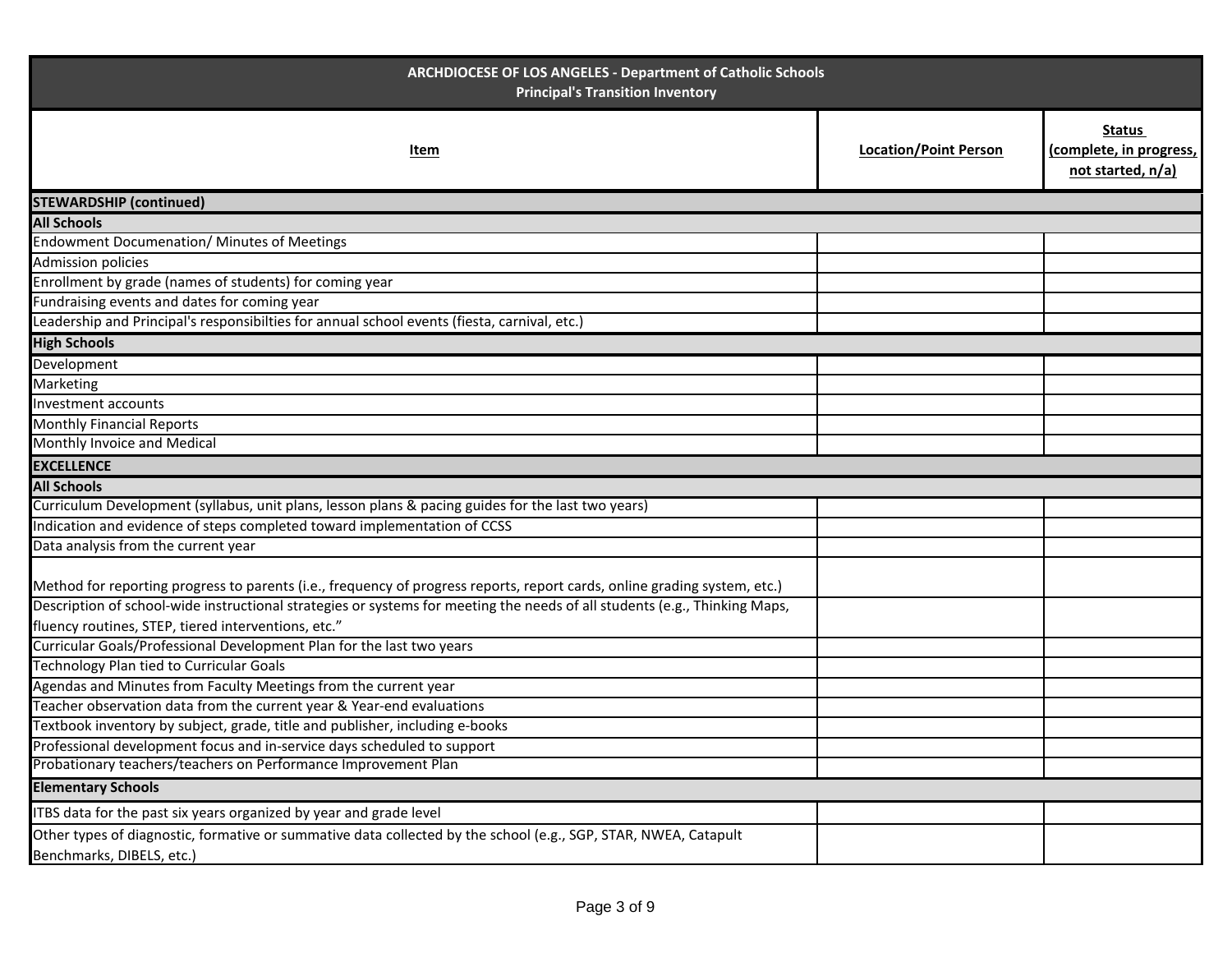| ARCHDIOCESE OF LOS ANGELES - Department of Catholic Schools<br>Principal's Transition Inventory | | |
|---|---|---|
| **Item** | **Location/Point Person** | **Status (complete, in progress, not started, n/a)** |
| **STEWARDSHIP (continued)** | | |
| **All Schools** | | |
| Endowment Documenation/ Minutes of Meetings | | |
| Admission policies | | |
| Enrollment by grade (names of students) for coming year | | |
| Fundraising events and dates for coming year | | |
| Leadership and Principal's responsibilties for annual school events (fiesta, carnival, etc.) | | |
| **High Schools** | | |
| Development | | |
| Marketing | | |
| Investment accounts | | |
| Monthly Financial Reports | | |
| Monthly Invoice and Medical | | |
| **EXCELLENCE** | | |
| **All Schools** | | |
| Curriculum Development (syllabus, unit plans, lesson plans & pacing guides for the last two years) | | |
| Indication and evidence of steps completed toward implementation of CCSS | | |
| Data analysis from the current year | | |
| Method for reporting progress to parents (i.e., frequency of progress reports, report cards, online grading system, etc.) | | |
| Description of school-wide instructional strategies or systems for meeting the needs of all students (e.g., Thinking Maps, fluency routines, STEP, tiered interventions, etc." | | |
| Curricular Goals/Professional Development Plan for the last two years | | |
| Technology Plan tied to Curricular Goals | | |
| Agendas and Minutes from Faculty Meetings from the current year | | |
| Teacher observation data from the current year & Year-end evaluations | | |
| Textbook inventory by subject, grade, title and publisher, including e-books | | |
| Professional development focus and in-service days scheduled to support | | |
| Probationary teachers/teachers on Performance Improvement Plan | | |
| **Elementary Schools** | | |
| ITBS data for the past six years organized by year and grade level | | |
| Other types of diagnostic, formative or summative data collected by the school (e.g., SGP, STAR, NWEA, Catapult Benchmarks, DIBELS, etc.) | | |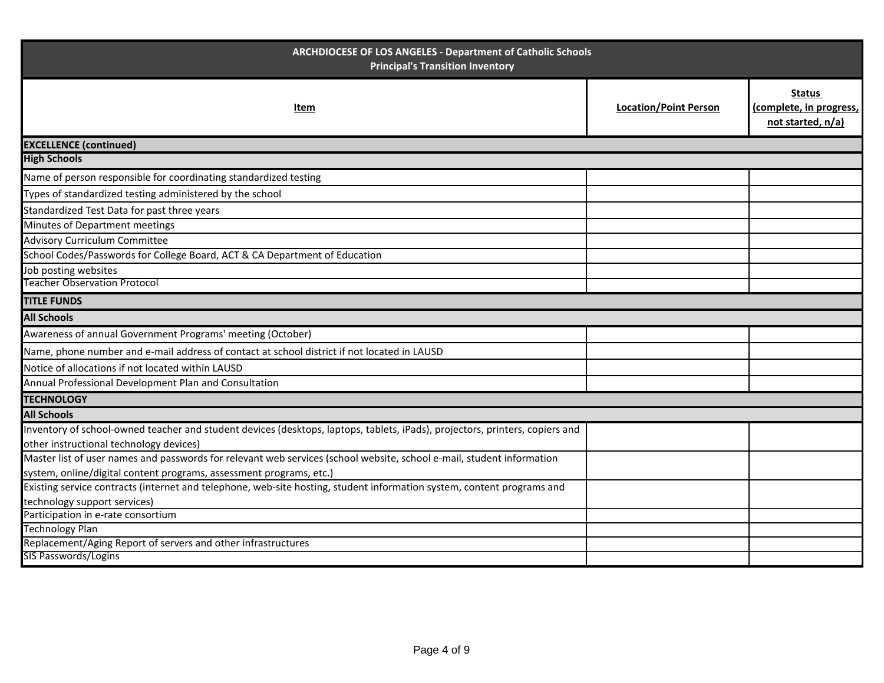| ARCHDIOCESE OF LOS ANGELES - Department of Catholic Schools<br>Principal's Transition Inventory | | |
|---|---|---|
| **Item** | **Location/Point Person** | **Status (complete, in progress, not started, n/a)** |
| **EXCELLENCE (continued)** | | |
| **High Schools** | | |
| Name of person responsible for coordinating standardized testing | | |
| Types of standardized testing administered by the school | | |
| Standardized Test Data for past three years | | |
| Minutes of Department meetings | | |
| Advisory Curriculum Committee | | |
| School Codes/Passwords for College Board, ACT & CA Department of Education | | |
| Job posting websites | | |
| Teacher Observation Protocol | | |
| **TITLE FUNDS** | | |
| **All Schools** | | |
| Awareness of annual Government Programs' meeting (October) | | |
| Name, phone number and e-mail address of contact at school district if not located in LAUSD | | |
| Notice of allocations if not located within LAUSD | | |
| Annual Professional Development Plan and Consultation | | |
| **TECHNOLOGY** | | |
| **All Schools** | | |
| Inventory of school-owned teacher and student devices (desktops, laptops, tablets, iPads), projectors, printers, copiers and other instructional technology devices) | | |
| Master list of user names and passwords for relevant web services (school website, school e-mail, student information system, online/digital content programs, assessment programs, etc.) | | |
| Existing service contracts (internet and telephone, web-site hosting, student information system, content programs and technology support services) | | |
| Participation in e-rate consortium | | |
| Technology Plan | | |
| Replacement/Aging Report of servers and other infrastructures | | |
| SIS Passwords/Logins | | |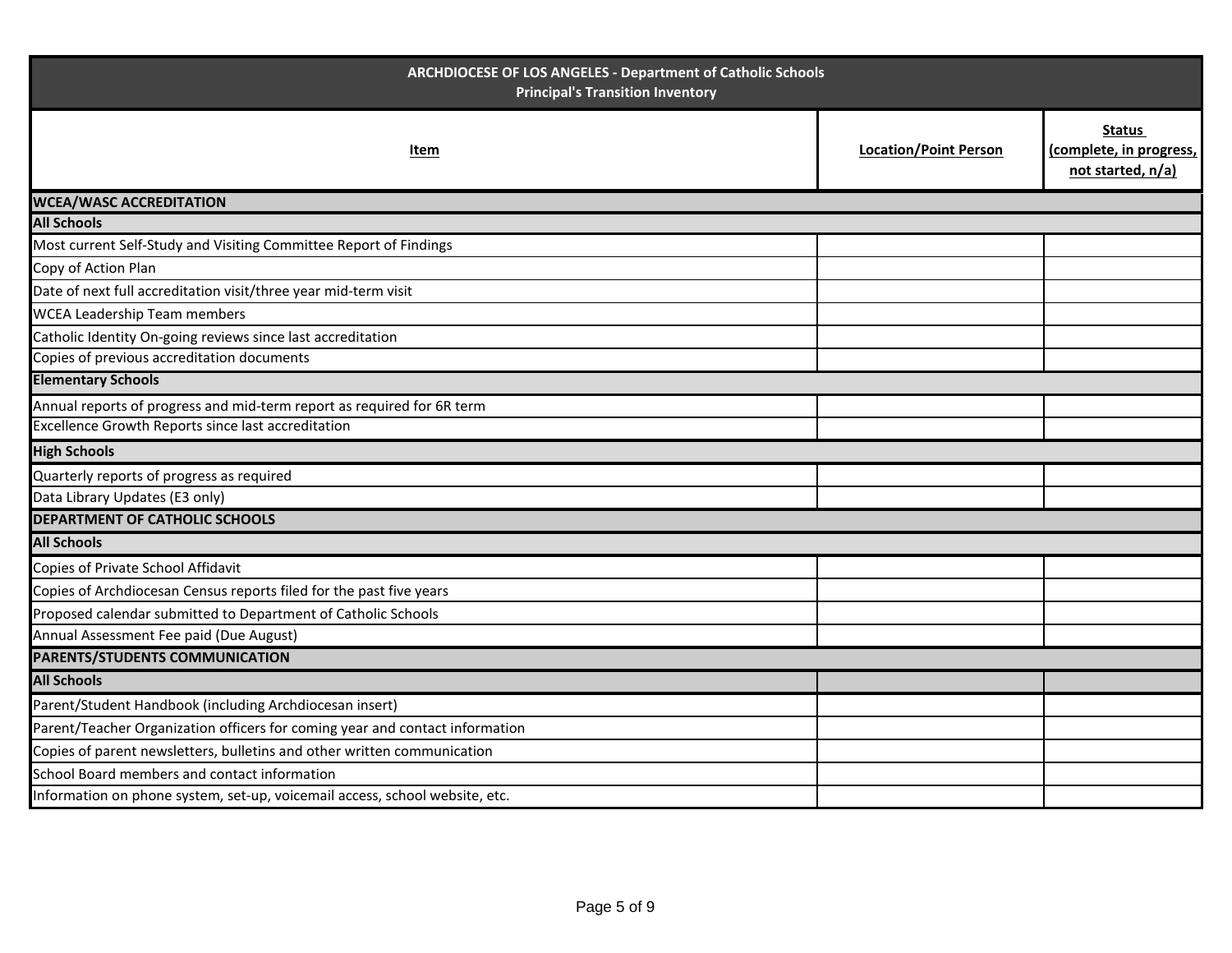| ARCHDIOCESE OF LOS ANGELES - Department of Catholic Schools<br>Principal's Transition Inventory | | |
|---|---|---|
| **Item** | **Location/Point Person** | **Status (complete, in progress, not started, n/a)** |
| **WCEA/WASC ACCREDITATION** | | |
| **All Schools** | | |
| Most current Self-Study and Visiting Committee Report of Findings | | |
| Copy of Action Plan | | |
| Date of next full accreditation visit/three year mid-term visit | | |
| WCEA Leadership Team members | | |
| Catholic Identity On-going reviews since last accreditation | | |
| Copies of previous accreditation documents | | |
| **Elementary Schools** | | |
| Annual reports of progress and mid-term report as required for 6R term | | |
| Excellence Growth Reports since last accreditation | | |
| **High Schools** | | |
| Quarterly reports of progress as required | | |
| Data Library Updates (E3 only) | | |
| **DEPARTMENT OF CATHOLIC SCHOOLS** | | |
| **All Schools** | | |
| Copies of Private School Affidavit | | |
| Copies of Archdiocesan Census reports filed for the past five years | | |
| Proposed calendar submitted to Department of Catholic Schools | | |
| Annual Assessment Fee paid (Due August) | | |
| **PARENTS/STUDENTS COMMUNICATION** | | |
| **All Schools** | | |
| Parent/Student Handbook (including Archdiocesan insert) | | |
| Parent/Teacher Organization officers for coming year and contact information | | |
| Copies of parent newsletters, bulletins and other written communication | | |
| School Board members and contact information | | |
| Information on phone system, set-up, voicemail access, school website, etc. | | |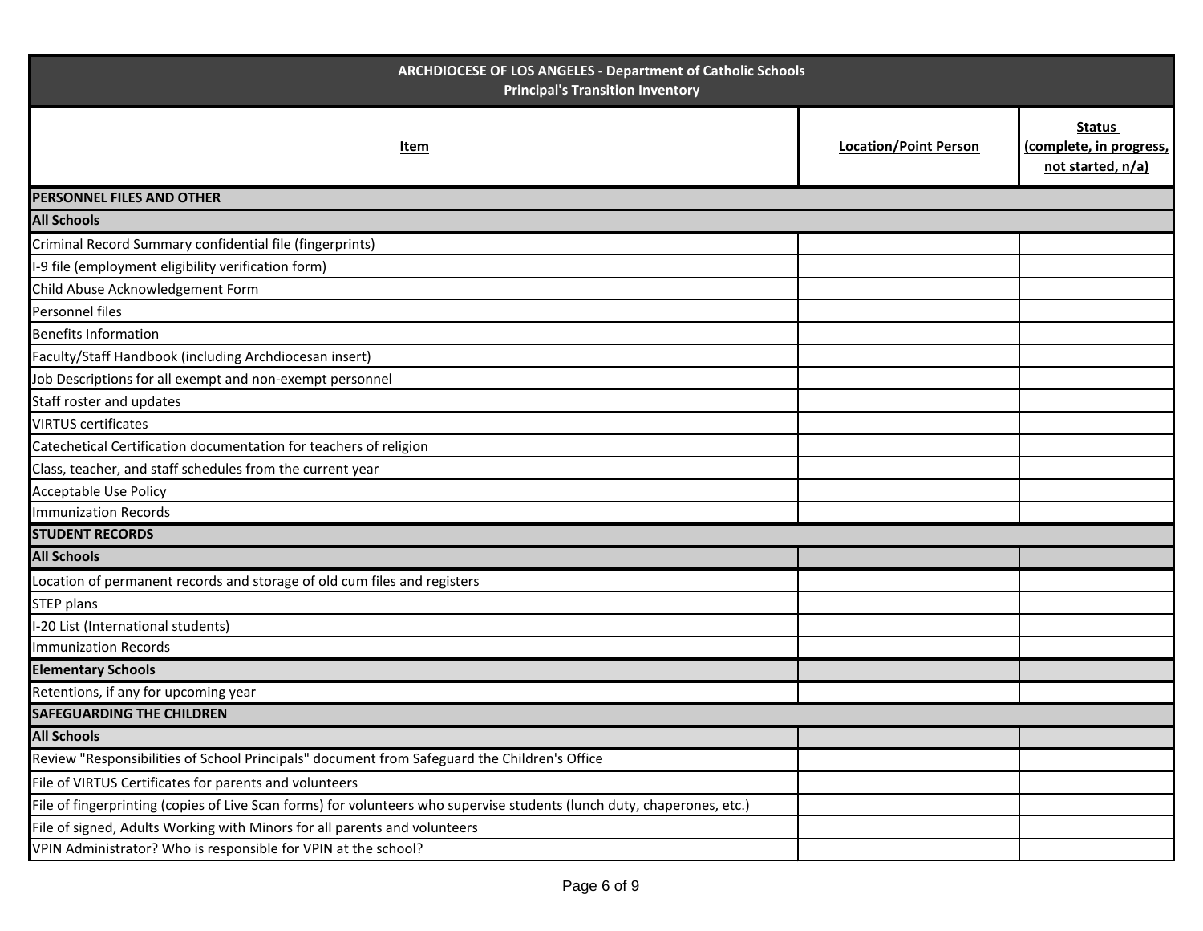| ARCHDIOCESE OF LOS ANGELES - Department of Catholic Schools<br>Principal's Transition Inventory | | |
|---|---|---|
| **Item** | **Location/Point Person** | **Status (complete, in progress, not started, n/a)** |
| **PERSONNEL FILES AND OTHER** | | |
| **All Schools** | | |
| Criminal Record Summary confidential file (fingerprints) | | |
| I-9 file (employment eligibility verification form) | | |
| Child Abuse Acknowledgement Form | | |
| Personnel files | | |
| Benefits Information | | |
| Faculty/Staff Handbook (including Archdiocesan insert) | | |
| Job Descriptions for all exempt and non-exempt personnel | | |
| Staff roster and updates | | |
| VIRTUS certificates | | |
| Catechetical Certification documentation for teachers of religion | | |
| Class, teacher, and staff schedules from the current year | | |
| Acceptable Use Policy | | |
| Immunization Records | | |
| **STUDENT RECORDS** | | |
| **All Schools** | | |
| Location of permanent records and storage of old cum files and registers | | |
| STEP plans | | |
| I-20 List (International students) | | |
| Immunization Records | | |
| **Elementary Schools** | | |
| Retentions, if any for upcoming year | | |
| **SAFEGUARDING THE CHILDREN** | | |
| **All Schools** | | |
| Review "Responsibilities of School Principals" document from Safeguard the Children's Office | | |
| File of VIRTUS Certificates for parents and volunteers | | |
| File of fingerprinting (copies of Live Scan forms) for volunteers who supervise students (lunch duty, chaperones, etc.) | | |
| File of signed, Adults Working with Minors for all parents and volunteers | | |
| VPIN Administrator? Who is responsible for VPIN at the school? | | |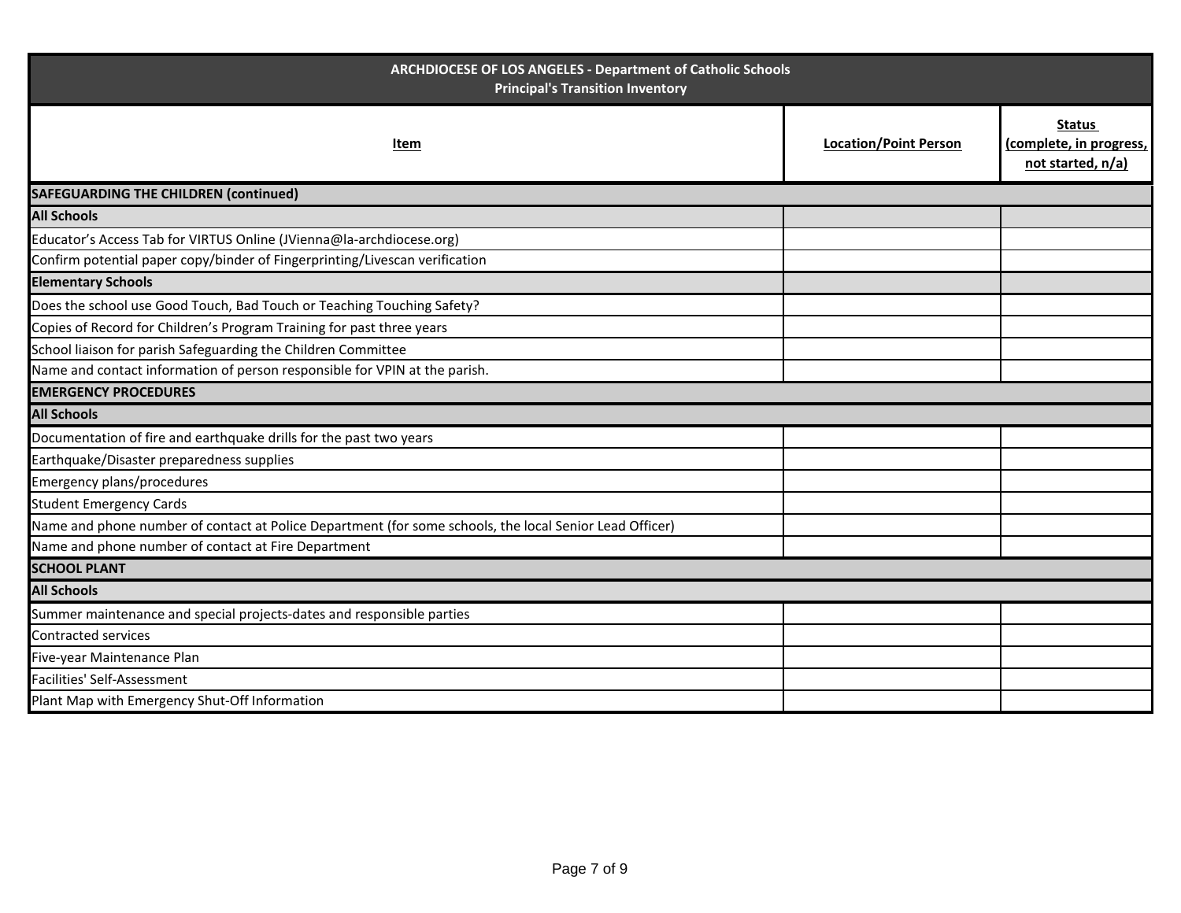| ARCHDIOCESE OF LOS ANGELES - Department of Catholic Schools<br>Principal's Transition Inventory | | |
|---|---|---|
| **Item** | **Location/Point Person** | **Status (complete, in progress, not started, n/a)** |
| **SAFEGUARDING THE CHILDREN (continued)** | | |
| **All Schools** | | |
| Educator's Access Tab for VIRTUS Online (JVienna@la-archdiocese.org) | | |
| Confirm potential paper copy/binder of Fingerprinting/Livescan verification | | |
| **Elementary Schools** | | |
| Does the school use Good Touch, Bad Touch or Teaching Touching Safety? | | |
| Copies of Record for Children's Program Training for past three years | | |
| School liaison for parish Safeguarding the Children Committee | | |
| Name and contact information of person responsible for VPIN at the parish. | | |
| **EMERGENCY PROCEDURES** | | |
| **All Schools** | | |
| Documentation of fire and earthquake drills for the past two years | | |
| Earthquake/Disaster preparedness supplies | | |
| Emergency plans/procedures | | |
| Student Emergency Cards | | |
| Name and phone number of contact at Police Department (for some schools, the local Senior Lead Officer) | | |
| Name and phone number of contact at Fire Department | | |
| **SCHOOL PLANT** | | |
| **All Schools** | | |
| Summer maintenance and special projects-dates and responsible parties | | |
| Contracted services | | |
| Five-year Maintenance Plan | | |
| Facilities' Self-Assessment | | |
| Plant Map with Emergency Shut-Off Information | | |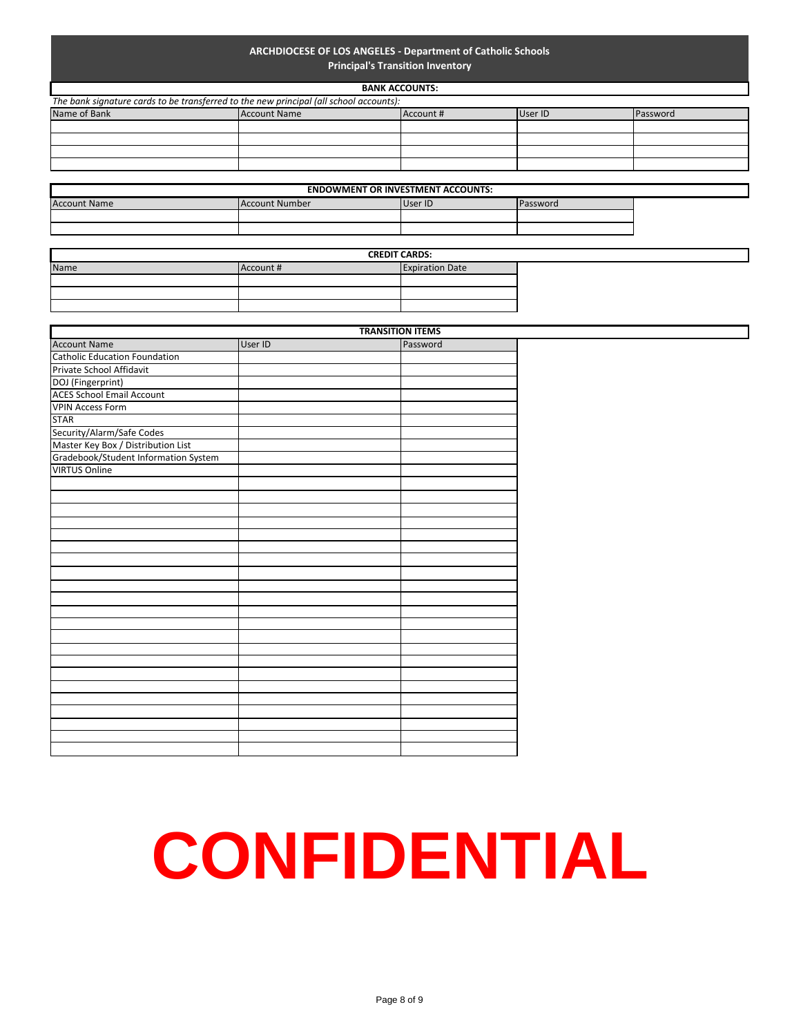# ARCHDIOCESE OF LOS ANGELES - Department of Catholic Schools

## Principal's Transition Inventory

### BANK ACCOUNTS:

*The bank signature cards to be transferred to the new principal (all school accounts):*

| Name of Bank | Account Name | Account # | User ID | Password |
|---|---|---|---|---|
| | | | | |
| | | | | |
| | | | | |
| | | | | |

### ENDOWMENT OR INVESTMENT ACCOUNTS:

| Account Name | Account Number | User ID | Password |
|---|---|---|---|
| | | | |
| | | | |

### CREDIT CARDS:

| Name | Account # | Expiration Date |
|---|---|---|
| | | |
| | | |
| | | |

### TRANSITION ITEMS

| Account Name | User ID | Password |
|---|---|---|
| Catholic Education Foundation | | |
| Private School Affidavit | | |
| DOJ (Fingerprint) | | |
| ACES School Email Account | | |
| VPIN Access Form | | |
| STAR | | |
| Security/Alarm/Safe Codes | | |
| Master Key Box / Distribution List | | |
| Gradebook/Student Information System | | |
| VIRTUS Online | | |
| | | |
| | | |
| | | |
| | | |
| | | |
| | | |
| | | |
| | | |
| | | |
| | | |
| | | |
| | | |
| | | |
| | | |
| | | |
| | | |
| | | |
| | | |
| | | |
| | | |
| | | |
| | | |

# CONFIDENTIAL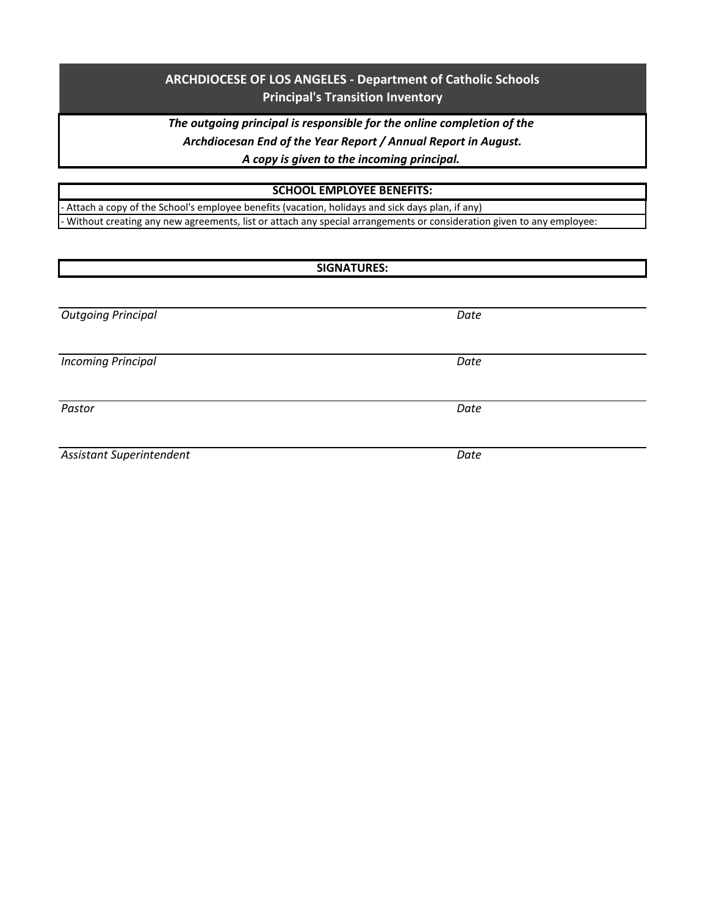## ARCHDIOCESE OF LOS ANGELES - Department of Catholic Schools
## Principal's Transition Inventory

***The outgoing principal is responsible for the online completion of the Archdiocesan End of the Year Report / Annual Report in August.***
***A copy is given to the incoming principal.***

**SCHOOL EMPLOYEE BENEFITS:**

- Attach a copy of the School's employee benefits (vacation, holidays and sick days plan, if any)
- Without creating any new agreements, list or attach any special arrangements or consideration given to any employee:

**SIGNATURES:**

| | |
|---|---|
| *Outgoing Principal* | *Date* |
| *Incoming Principal* | *Date* |
| *Pastor* | *Date* |
| *Assistant Superintendent* | *Date* |